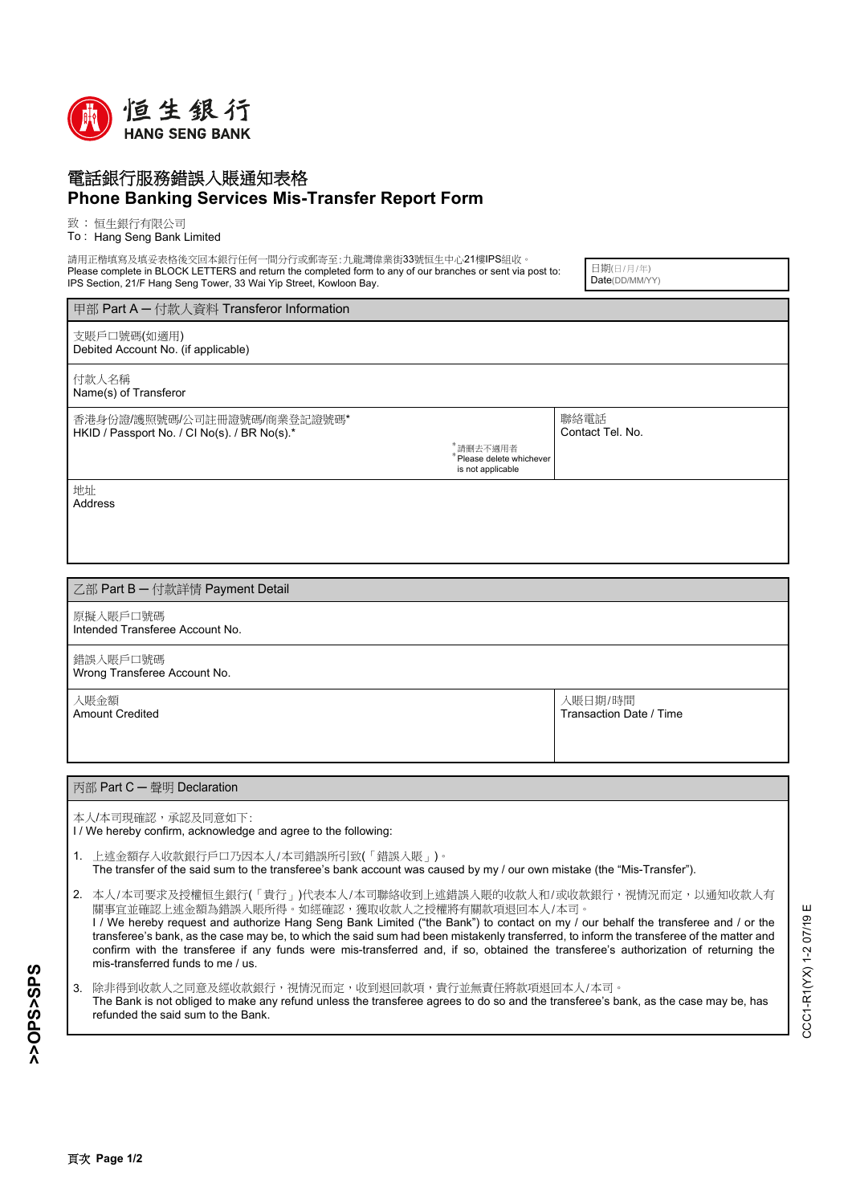恒生銀行
HANG SENG BANK

# 電話銀行服務錯誤入賬通知表格
# Phone Banking Services Mis-Transfer Report Form

致：恒生銀行有限公司
To : Hang Seng Bank Limited

請用正楷填寫及填妥表格後交回本銀行任何一間分行或郵寄至:九龍灣偉業街33號恒生中心21樓IPS組收。
Please complete in BLOCK LETTERS and return the completed form to any of our branches or sent via post to: IPS Section, 21/F Hang Seng Tower, 33 Wai Yip Street, Kowloon Bay.

日期(日/月/年)
Date(DD/MM/YY)

## 甲部 Part A — 付款人資料 Transferor Information

| | |
|---|---|
| 支賬戶口號碼(如適用)<br>Debited Account No. (if applicable) | |
| 付款人名稱<br>Name(s) of Transferor | |
| 香港身份證/護照號碼/公司註冊證號碼/商業登記證號碼*<br>HKID / Passport No. / CI No(s). / BR No(s).*<br>*請刪去不適用者<br>*Please delete whichever is not applicable | 聯絡電話<br>Contact Tel. No. |
| 地址<br>Address | |

## 乙部 Part B — 付款詳情 Payment Detail

| | |
|---|---|
| 原擬入賬戶口號碼<br>Intended Transferee Account No. | |
| 錯誤入賬戶口號碼<br>Wrong Transferee Account No. | |
| 入賬金額<br>Amount Credited | 入賬日期/時間<br>Transaction Date / Time |

## 丙部 Part C — 聲明 Declaration

本人/本司現確認，承認及同意如下:
I / We hereby confirm, acknowledge and agree to the following:

1. 上述金額存入收款銀行戶口乃因本人/本司錯誤所引致(「錯誤入賬」)。
   The transfer of the said sum to the transferee's bank account was caused by my / our own mistake (the "Mis-Transfer").
2. 本人/本司要求及授權恒生銀行(「貴行」)代表本人/本司聯絡收到上述錯誤入賬的收款人和/或收款銀行，視情況而定，以通知收款人有關事宜並確認上述金額為錯誤入賬所得。如經確認，獲取收款人之授權將有關款項退回本人/本司。
   I / We hereby request and authorize Hang Seng Bank Limited ("the Bank") to contact on my / our behalf the transferee and / or the transferee's bank, as the case may be, to which the said sum had been mistakenly transferred, to inform the transferee of the matter and confirm with the transferee if any funds were mis-transferred and, if so, obtained the transferee's authorization of returning the mis-transferred funds to me / us.
3. 除非得到收款人之同意及經收款銀行，視情況而定，收到退回款項，貴行並無責任將款項退回本人/本司。
   The Bank is not obliged to make any refund unless the transferee agrees to do so and the transferee's bank, as the case may be, has refunded the said sum to the Bank.

CCC1-R1(YX) 1-2 07/19 E

>>OPS>>SPS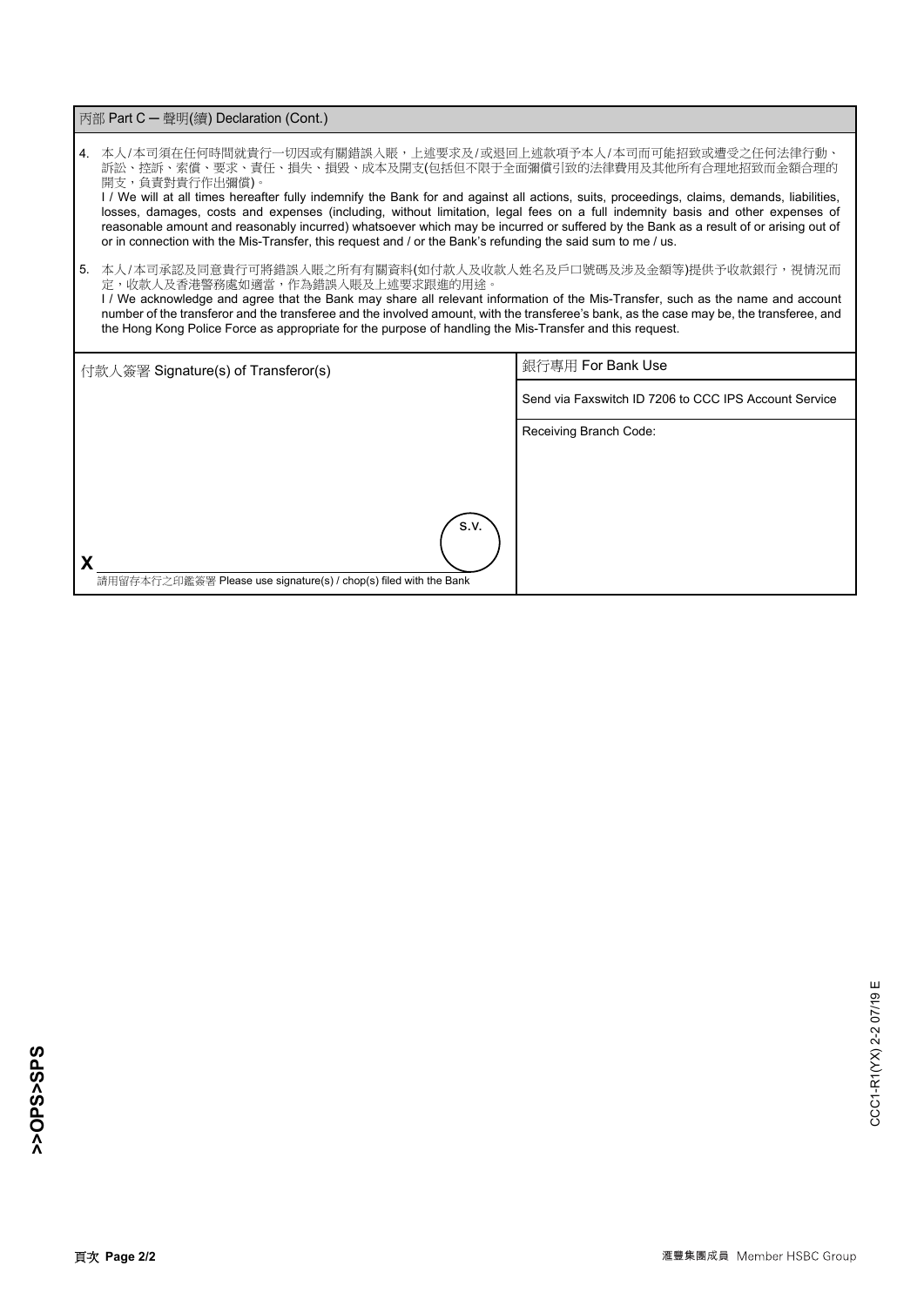## 丙部 Part C — 聲明(續) Declaration (Cont.)

4. 本人/本司須在任何時間就貴行一切因或有關錯誤入賬，上述要求及/或退回上述款項予本人/本司而可能招致或遭受之任何法律行動、訴訟、控訴、索償、要求、責任、損失、損毀、成本及開支(包括但不限于全面彌償引致的法律費用及其他所有合理地招致而金額合理的開支，負責對貴行作出彌償)。
I / We will at all times hereafter fully indemnify the Bank for and against all actions, suits, proceedings, claims, demands, liabilities, losses, damages, costs and expenses (including, without limitation, legal fees on a full indemnity basis and other expenses of reasonable amount and reasonably incurred) whatsoever which may be incurred or suffered by the Bank as a result of or arising out of or in connection with the Mis-Transfer, this request and / or the Bank's refunding the said sum to me / us.

5. 本人/本司承認及同意貴行可將錯誤入賬之所有有關資料(如付款人及收款人姓名及戶口號碼及涉及金額等)提供予收款銀行，視情況而定，收款人及香港警務處如適當，作為錯誤入賬及上述要求跟進的用途。
I / We acknowledge and agree that the Bank may share all relevant information of the Mis-Transfer, such as the name and account number of the transferor and the transferee and the involved amount, with the transferee's bank, as the case may be, the transferee, and the Hong Kong Police Force as appropriate for the purpose of handling the Mis-Transfer and this request.

| 付款人簽署 Signature(s) of Transferor(s) | 銀行專用 For Bank Use |
| --- | --- |
| | Send via Faxswitch ID 7206 to CCC IPS Account Service |
| S.V.<br>X<br>請用留存本行之印鑑簽署 Please use signature(s) / chop(s) filed with the Bank | Receiving Branch Code: |

>>OPS>SPS

CCC1-R1(YX) 2-2 07/19 E

滙豐集團成員 Member HSBC Group